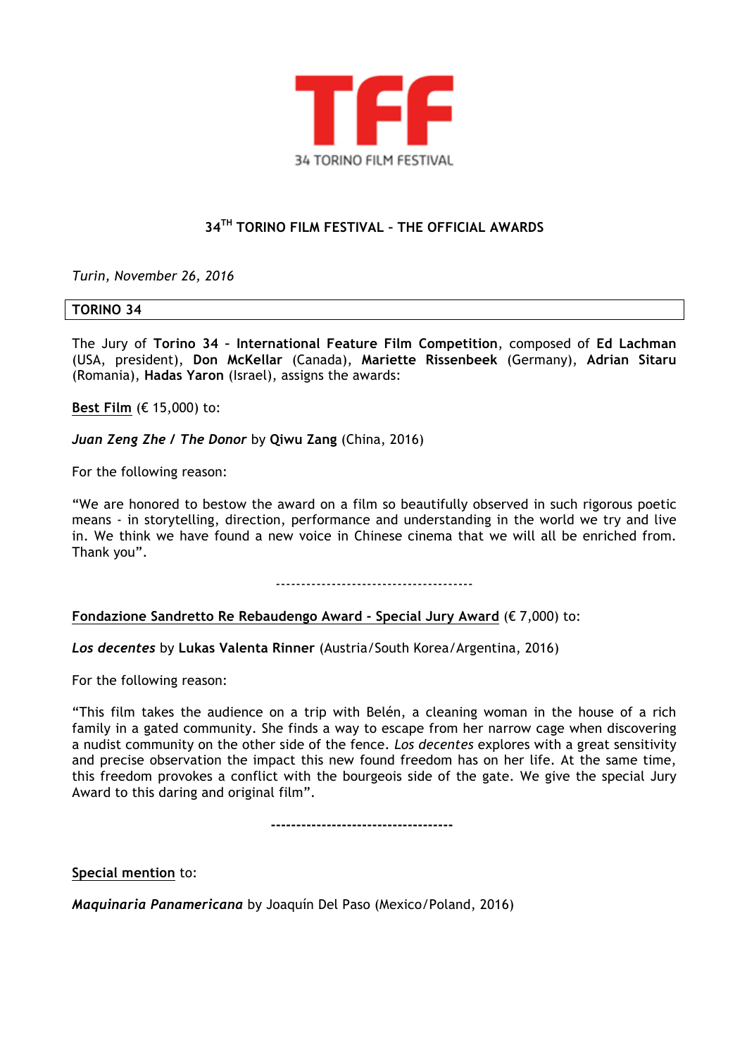TFF

34 TORINO FILM FESTIVAL

## 34TH TORINO FILM FESTIVAL – THE OFFICIAL AWARDS

*Turin, November 26, 2016*

### TORINO 34

The Jury of **Torino 34 – International Feature Film Competition**, composed of **Ed Lachman** (USA, president), **Don McKellar** (Canada), **Mariette Rissenbeek** (Germany), **Adrian Sitaru** (Romania), **Hadas Yaron** (Israel), assigns the awards:

**Best Film** (€ 15,000) to:

***Juan Zeng Zhe / The Donor*** by **Qiwu Zang** (China, 2016)

For the following reason:

"We are honored to bestow the award on a film so beautifully observed in such rigorous poetic means - in storytelling, direction, performance and understanding in the world we try and live in. We think we have found a new voice in Chinese cinema that we will all be enriched from. Thank you".

---

**Fondazione Sandretto Re Rebaudengo Award - Special Jury Award** (€ 7,000) to:

***Los decentes*** by **Lukas Valenta Rinner** (Austria/South Korea/Argentina, 2016)

For the following reason:

"This film takes the audience on a trip with Belén, a cleaning woman in the house of a rich family in a gated community. She finds a way to escape from her narrow cage when discovering a nudist community on the other side of the fence. *Los decentes* explores with a great sensitivity and precise observation the impact this new found freedom has on her life. At the same time, this freedom provokes a conflict with the bourgeois side of the gate. We give the special Jury Award to this daring and original film".

---

**Special mention** to:

***Maquinaria Panamericana*** by Joaquín Del Paso (Mexico/Poland, 2016)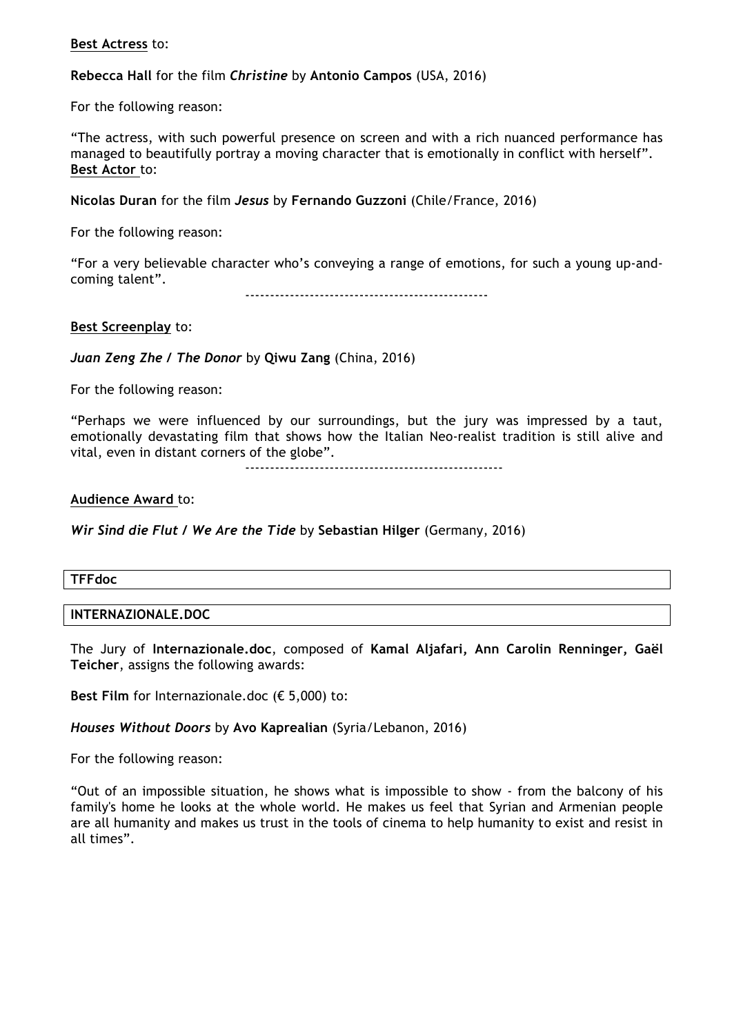**Best Actress** to:

**Rebecca Hall** for the film ***Christine*** by **Antonio Campos** (USA, 2016)

For the following reason:

"The actress, with such powerful presence on screen and with a rich nuanced performance has managed to beautifully portray a moving character that is emotionally in conflict with herself".

**Best Actor** to:

**Nicolas Duran** for the film ***Jesus*** by **Fernando Guzzoni** (Chile/France, 2016)

For the following reason:

"For a very believable character who's conveying a range of emotions, for such a young up-and-coming talent".

------------------------------------------------

**Best Screenplay** to:

***Juan Zeng Zhe / The Donor*** by **Qiwu Zang** (China, 2016)

For the following reason:

"Perhaps we were influenced by our surroundings, but the jury was impressed by a taut, emotionally devastating film that shows how the Italian Neo-realist tradition is still alive and vital, even in distant corners of the globe".

---------------------------------------------------

**Audience Award** to:

***Wir Sind die Flut / We Are the Tide*** by **Sebastian Hilger** (Germany, 2016)

## TFFdoc

## INTERNAZIONALE.DOC

The Jury of **Internazionale.doc**, composed of **Kamal Aljafari, Ann Carolin Renninger, Gaël Teicher**, assigns the following awards:

**Best Film** for Internazionale.doc (€ 5,000) to:

***Houses Without Doors*** by **Avo Kaprealian** (Syria/Lebanon, 2016)

For the following reason:

"Out of an impossible situation, he shows what is impossible to show - from the balcony of his family's home he looks at the whole world. He makes us feel that Syrian and Armenian people are all humanity and makes us trust in the tools of cinema to help humanity to exist and resist in all times".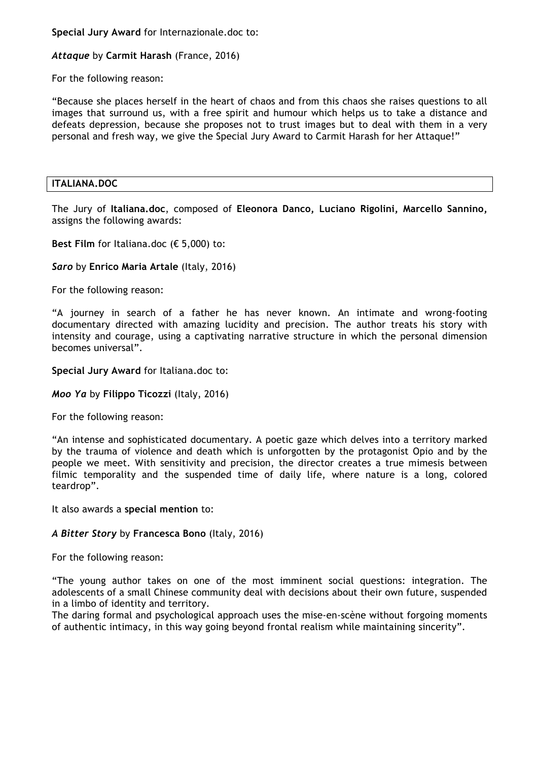**Special Jury Award** for Internazionale.doc to:

***Attaque*** by **Carmit Harash** (France, 2016)

For the following reason:

"Because she places herself in the heart of chaos and from this chaos she raises questions to all images that surround us, with a free spirit and humour which helps us to take a distance and defeats depression, because she proposes not to trust images but to deal with them in a very personal and fresh way, we give the Special Jury Award to Carmit Harash for her Attaque!"

## ITALIANA.DOC

The Jury of **Italiana.doc**, composed of **Eleonora Danco, Luciano Rigolini, Marcello Sannino,** assigns the following awards:

**Best Film** for Italiana.doc (€ 5,000) to:

***Saro*** by **Enrico Maria Artale** (Italy, 2016)

For the following reason:

"A journey in search of a father he has never known. An intimate and wrong-footing documentary directed with amazing lucidity and precision. The author treats his story with intensity and courage, using a captivating narrative structure in which the personal dimension becomes universal".

**Special Jury Award** for Italiana.doc to:

***Moo Ya*** by **Filippo Ticozzi** (Italy, 2016)

For the following reason:

"An intense and sophisticated documentary. A poetic gaze which delves into a territory marked by the trauma of violence and death which is unforgotten by the protagonist Opio and by the people we meet. With sensitivity and precision, the director creates a true mimesis between filmic temporality and the suspended time of daily life, where nature is a long, colored teardrop".

It also awards a **special mention** to:

***A Bitter Story*** by **Francesca Bono** (Italy, 2016)

For the following reason:

"The young author takes on one of the most imminent social questions: integration. The adolescents of a small Chinese community deal with decisions about their own future, suspended in a limbo of identity and territory.
The daring formal and psychological approach uses the mise-en-scène without forgoing moments of authentic intimacy, in this way going beyond frontal realism while maintaining sincerity".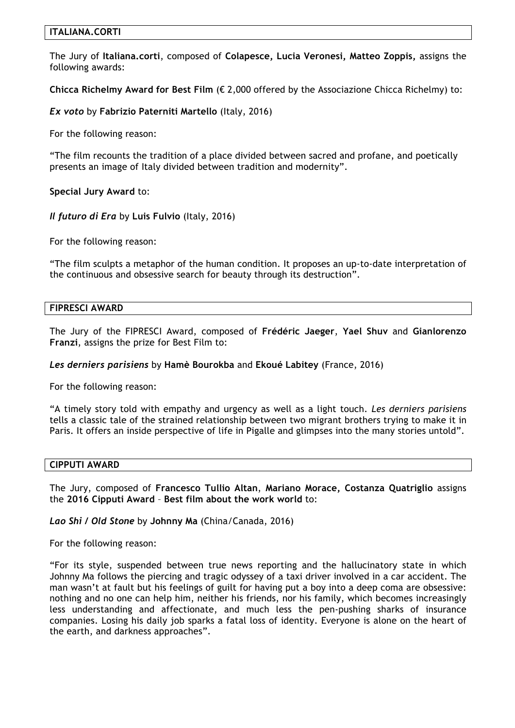## ITALIANA.CORTI

The Jury of **Italiana.corti**, composed of **Colapesce, Lucia Veronesi, Matteo Zoppis,** assigns the following awards:

**Chicca Richelmy Award for Best Film** (€ 2,000 offered by the Associazione Chicca Richelmy) to:

***Ex voto*** by **Fabrizio Paterniti Martello** (Italy, 2016)

For the following reason:

"The film recounts the tradition of a place divided between sacred and profane, and poetically presents an image of Italy divided between tradition and modernity".

**Special Jury Award** to:

***Il futuro di Era*** by **Luis Fulvio** (Italy, 2016)

For the following reason:

"The film sculpts a metaphor of the human condition. It proposes an up-to-date interpretation of the continuous and obsessive search for beauty through its destruction".

## FIPRESCI AWARD

The Jury of the FIPRESCI Award, composed of **Frédéric Jaeger**, **Yael Shuv** and **Gianlorenzo Franzi**, assigns the prize for Best Film to:

***Les derniers parisiens*** by **Hamè Bourokba** and **Ekoué Labitey** (France, 2016)

For the following reason:

"A timely story told with empathy and urgency as well as a light touch. *Les derniers parisiens* tells a classic tale of the strained relationship between two migrant brothers trying to make it in Paris. It offers an inside perspective of life in Pigalle and glimpses into the many stories untold".

## CIPPUTI AWARD

The Jury, composed of **Francesco Tullio Altan**, **Mariano Morace, Costanza Quatriglio** assigns the **2016 Cipputi Award** – **Best film about the work world** to:

***Lao Shi / Old Stone*** by **Johnny Ma** (China/Canada, 2016)

For the following reason:

"For its style, suspended between true news reporting and the hallucinatory state in which Johnny Ma follows the piercing and tragic odyssey of a taxi driver involved in a car accident. The man wasn't at fault but his feelings of guilt for having put a boy into a deep coma are obsessive: nothing and no one can help him, neither his friends, nor his family, which becomes increasingly less understanding and affectionate, and much less the pen-pushing sharks of insurance companies. Losing his daily job sparks a fatal loss of identity. Everyone is alone on the heart of the earth, and darkness approaches".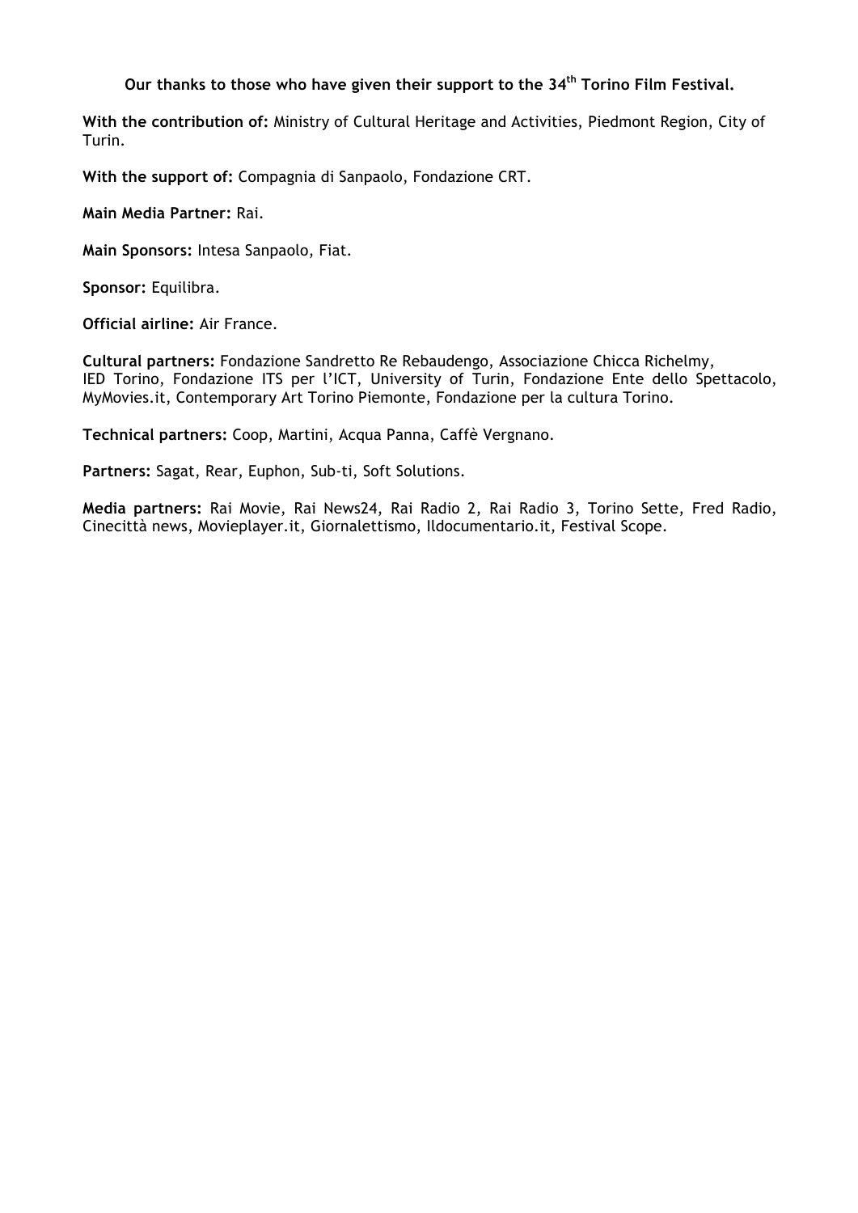**Our thanks to those who have given their support to the 34th Torino Film Festival.**

**With the contribution of:** Ministry of Cultural Heritage and Activities, Piedmont Region, City of Turin.

**With the support of:** Compagnia di Sanpaolo, Fondazione CRT.

**Main Media Partner:** Rai.

**Main Sponsors:** Intesa Sanpaolo, Fiat.

**Sponsor:** Equilibra.

**Official airline:** Air France.

**Cultural partners:** Fondazione Sandretto Re Rebaudengo, Associazione Chicca Richelmy, IED Torino, Fondazione ITS per l'ICT, University of Turin, Fondazione Ente dello Spettacolo, MyMovies.it, Contemporary Art Torino Piemonte, Fondazione per la cultura Torino.

**Technical partners:** Coop, Martini, Acqua Panna, Caffè Vergnano.

**Partners:** Sagat, Rear, Euphon, Sub-ti, Soft Solutions.

**Media partners:** Rai Movie, Rai News24, Rai Radio 2, Rai Radio 3, Torino Sette, Fred Radio, Cinecittà news, Movieplayer.it, Giornalettismo, Ildocumentario.it, Festival Scope.